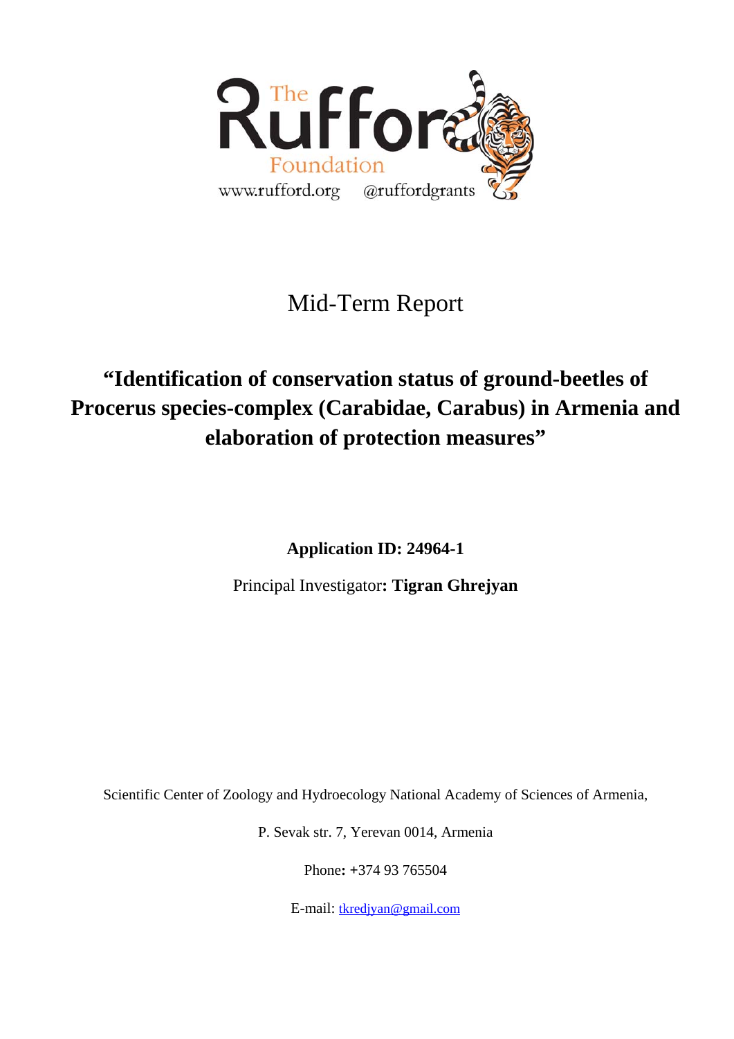The Rufford Foundation

www.rufford.org @ruffordgrants

# Mid-Term Report

## "Identification of conservation status of ground-beetles of Procerus species-complex (Carabidae, Carabus) in Armenia and elaboration of protection measures"

**Application ID: 24964-1**

Principal Investigator**: Tigran Ghrejyan**

Scientific Center of Zoology and Hydroecology National Academy of Sciences of Armenia,

P. Sevak str. 7, Yerevan 0014, Armenia

Phone**:** +374 93 765504

E-mail: tkredjyan@gmail.com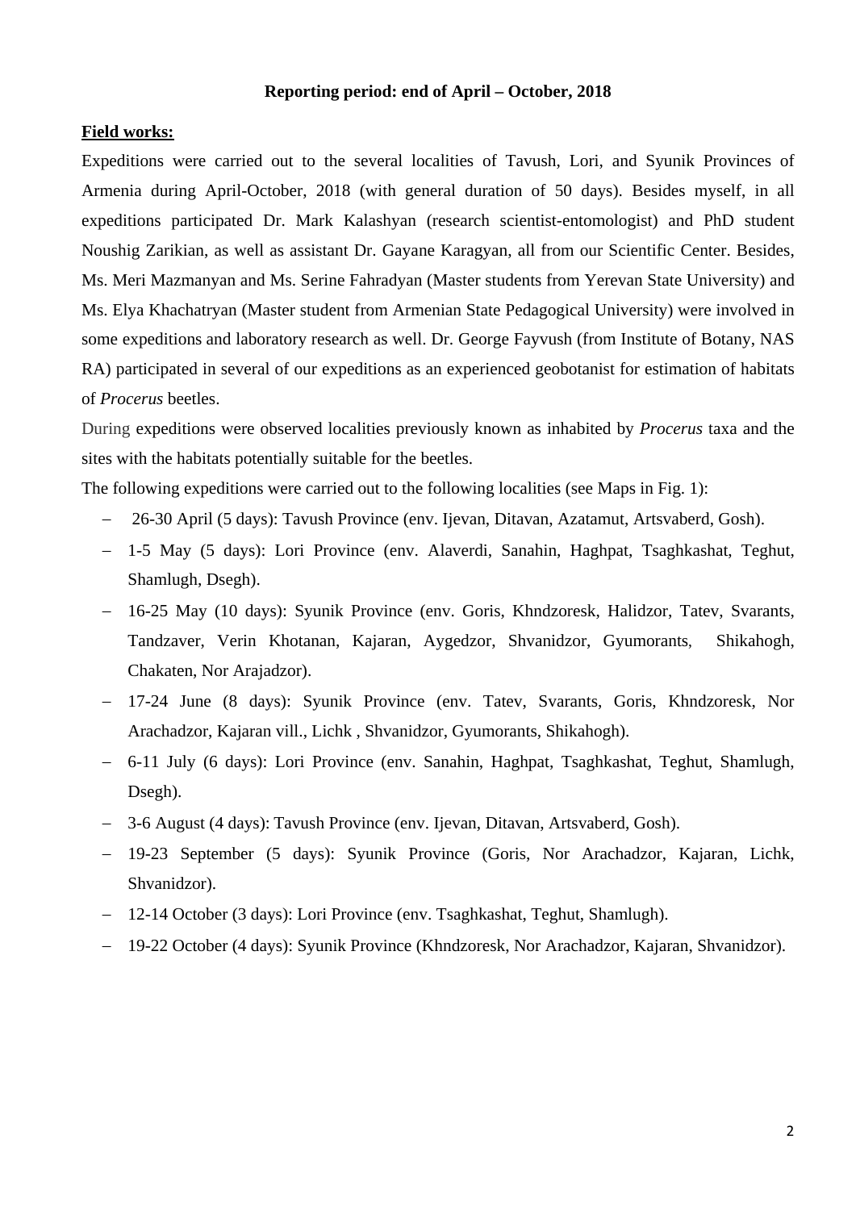**Reporting period: end of April – October, 2018**

**Field works:**

Expeditions were carried out to the several localities of Tavush, Lori, and Syunik Provinces of Armenia during April-October, 2018 (with general duration of 50 days). Besides myself, in all expeditions participated Dr. Mark Kalashyan (research scientist-entomologist) and PhD student Noushig Zarikian, as well as assistant Dr. Gayane Karagyan, all from our Scientific Center. Besides, Ms. Meri Mazmanyan and Ms. Serine Fahradyan (Master students from Yerevan State University) and Ms. Elya Khachatryan (Master student from Armenian State Pedagogical University) were involved in some expeditions and laboratory research as well. Dr. George Fayvush (from Institute of Botany, NAS RA) participated in several of our expeditions as an experienced geobotanist for estimation of habitats of *Procerus* beetles.

During expeditions were observed localities previously known as inhabited by *Procerus* taxa and the sites with the habitats potentially suitable for the beetles.

The following expeditions were carried out to the following localities (see Maps in Fig. 1):

- 26-30 April (5 days): Tavush Province (env. Ijevan, Ditavan, Azatamut, Artsvaberd, Gosh).
- 1-5 May (5 days): Lori Province (env. Alaverdi, Sanahin, Haghpat, Tsaghkashat, Teghut, Shamlugh, Dsegh).
- 16-25 May (10 days): Syunik Province (env. Goris, Khndzoresk, Halidzor, Tatev, Svarants, Tandzaver, Verin Khotanan, Kajaran, Aygedzor, Shvanidzor, Gyumorants, Shikahogh, Chakaten, Nor Arajadzor).
- 17-24 June (8 days): Syunik Province (env. Tatev, Svarants, Goris, Khndzoresk, Nor Arachadzor, Kajaran vill., Lichk , Shvanidzor, Gyumorants, Shikahogh).
- 6-11 July (6 days): Lori Province (env. Sanahin, Haghpat, Tsaghkashat, Teghut, Shamlugh, Dsegh).
- 3-6 August (4 days): Tavush Province (env. Ijevan, Ditavan, Artsvaberd, Gosh).
- 19-23 September (5 days): Syunik Province (Goris, Nor Arachadzor, Kajaran, Lichk, Shvanidzor).
- 12-14 October (3 days): Lori Province (env. Tsaghkashat, Teghut, Shamlugh).
- 19-22 October (4 days): Syunik Province (Khndzoresk, Nor Arachadzor, Kajaran, Shvanidzor).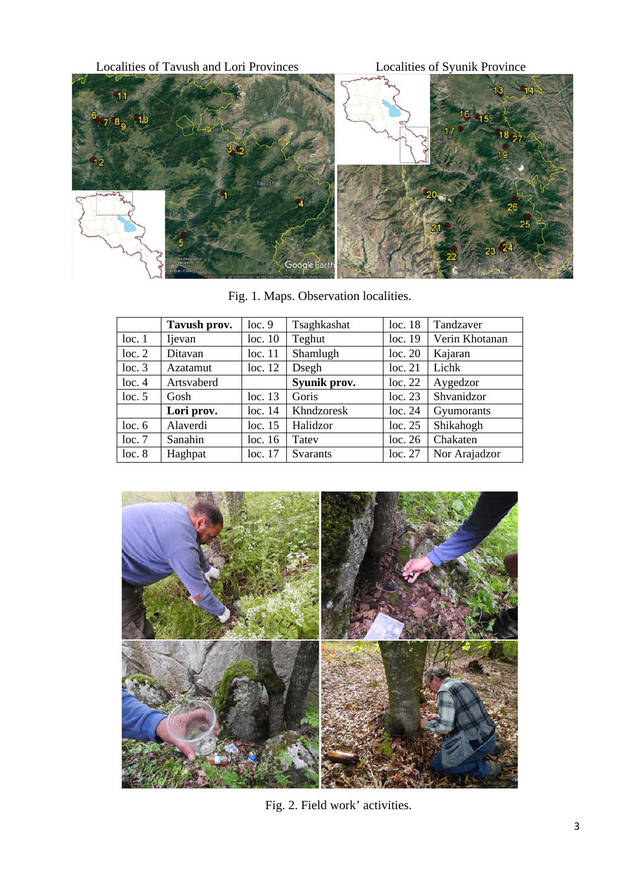Localities of Tavush and Lori Provinces

Localities of Syunik Province

Fig. 1. Maps. Observation localities.

| | **Tavush prov.** | loc. 9 | Tsaghkashat | loc. 18 | Tandzaver |
|---|---|---|---|---|---|
| loc. 1 | Ijevan | loc. 10 | Teghut | loc. 19 | Verin Khotanan |
| loc. 2 | Ditavan | loc. 11 | Shamlugh | loc. 20 | Kajaran |
| loc. 3 | Azatamut | loc. 12 | Dsegh | loc. 21 | Lichk |
| loc. 4 | Artsvaberd | | **Syunik prov.** | loc. 22 | Aygedzor |
| loc. 5 | Gosh | loc. 13 | Goris | loc. 23 | Shvanidzor |
| | **Lori prov.** | loc. 14 | Khndzoresk | loc. 24 | Gyumorants |
| loc. 6 | Alaverdi | loc. 15 | Halidzor | loc. 25 | Shikahogh |
| loc. 7 | Sanahin | loc. 16 | Tatev | loc. 26 | Chakaten |
| loc. 8 | Haghpat | loc. 17 | Svarants | loc. 27 | Nor Arajadzor |

Fig. 2. Field work' activities.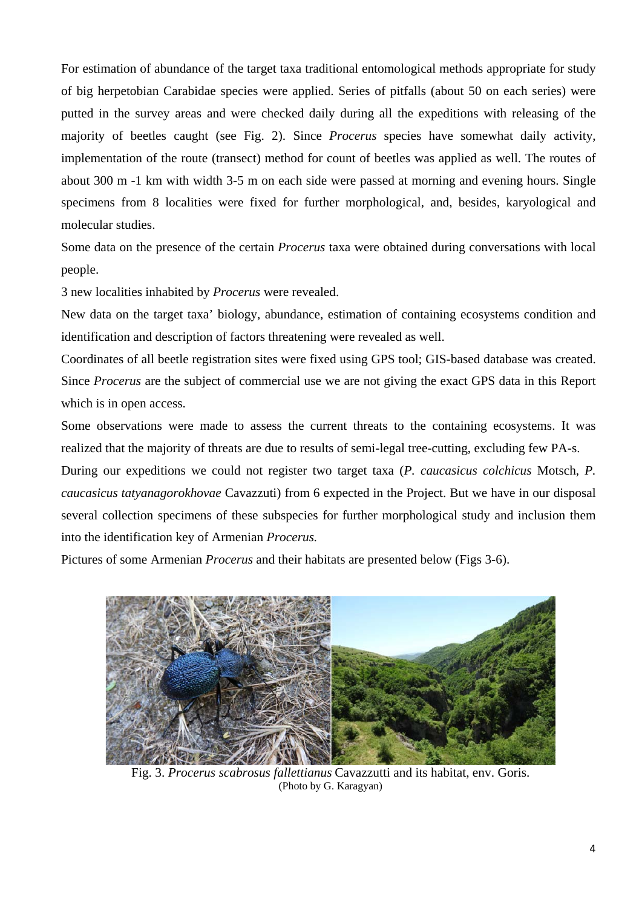For estimation of abundance of the target taxa traditional entomological methods appropriate for study of big herpetobian Carabidae species were applied. Series of pitfalls (about 50 on each series) were putted in the survey areas and were checked daily during all the expeditions with releasing of the majority of beetles caught (see Fig. 2). Since *Procerus* species have somewhat daily activity, implementation of the route (transect) method for count of beetles was applied as well. The routes of about 300 m -1 km with width 3-5 m on each side were passed at morning and evening hours. Single specimens from 8 localities were fixed for further morphological, and, besides, karyological and molecular studies.

Some data on the presence of the certain *Procerus* taxa were obtained during conversations with local people.

3 new localities inhabited by *Procerus* were revealed.

New data on the target taxa' biology, abundance, estimation of containing ecosystems condition and identification and description of factors threatening were revealed as well.

Coordinates of all beetle registration sites were fixed using GPS tool; GIS-based database was created. Since *Procerus* are the subject of commercial use we are not giving the exact GPS data in this Report which is in open access.

Some observations were made to assess the current threats to the containing ecosystems. It was realized that the majority of threats are due to results of semi-legal tree-cutting, excluding few PA-s.

During our expeditions we could not register two target taxa (*P. caucasicus colchicus* Motsch, *P. caucasicus tatyanagorokhovae* Cavazzuti) from 6 expected in the Project. But we have in our disposal several collection specimens of these subspecies for further morphological study and inclusion them into the identification key of Armenian *Procerus.*

Pictures of some Armenian *Procerus* and their habitats are presented below (Figs 3-6).

Fig. 3. *Procerus scabrosus fallettianus* Cavazzutti and its habitat, env. Goris.
(Photo by G. Karagyan)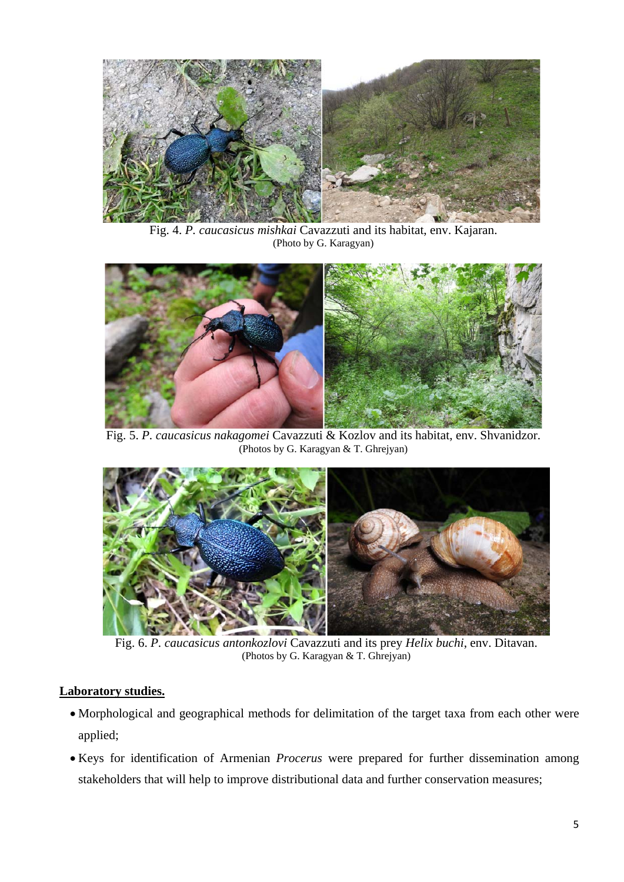Fig. 4. *P. caucasicus mishkai* Cavazzuti and its habitat, env. Kajaran.
(Photo by G. Karagyan)

Fig. 5. *P. caucasicus nakagomei* Cavazzuti & Kozlov and its habitat, env. Shvanidzor.
(Photos by G. Karagyan & T. Ghrejyan)

Fig. 6. *P. caucasicus antonkozlovi* Cavazzuti and its prey *Helix buchi*, env. Ditavan.
(Photos by G. Karagyan & T. Ghrejyan)

**Laboratory studies.**

- Morphological and geographical methods for delimitation of the target taxa from each other were applied;
- Keys for identification of Armenian *Procerus* were prepared for further dissemination among stakeholders that will help to improve distributional data and further conservation measures;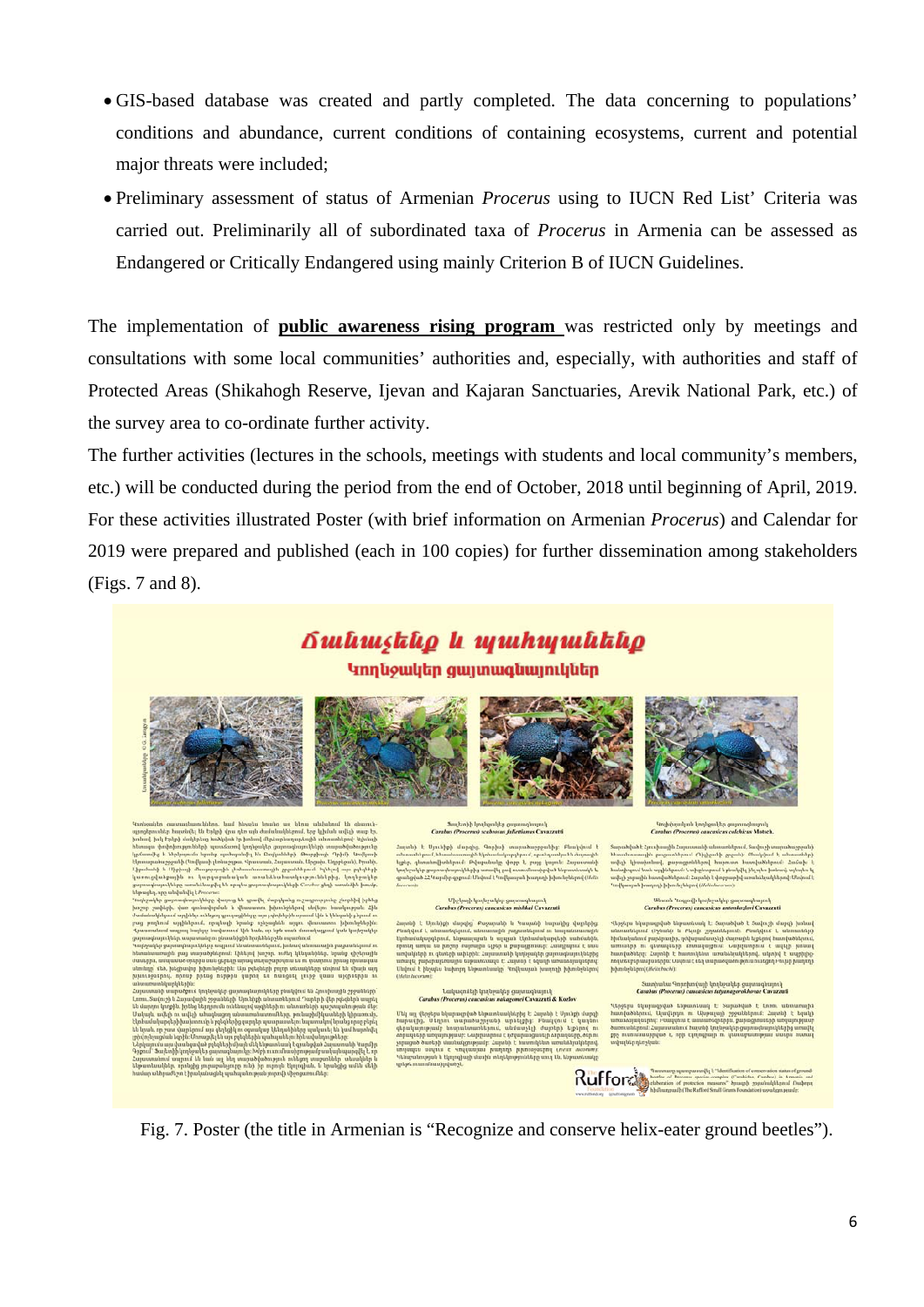- GIS-based database was created and partly completed. The data concerning to populations' conditions and abundance, current conditions of containing ecosystems, current and potential major threats were included;
- Preliminary assessment of status of Armenian *Procerus* using to IUCN Red List' Criteria was carried out. Preliminarily all of subordinated taxa of *Procerus* in Armenia can be assessed as Endangered or Critically Endangered using mainly Criterion B of IUCN Guidelines.

The implementation of **public awareness rising program** was restricted only by meetings and consultations with some local communities' authorities and, especially, with authorities and staff of Protected Areas (Shikahogh Reserve, Ijevan and Kajaran Sanctuaries, Arevik National Park, etc.) of the survey area to co-ordinate further activity.

The further activities (lectures in the schools, meetings with students and local community's members, etc.) will be conducted during the period from the end of October, 2018 until beginning of April, 2019. For these activities illustrated Poster (with brief information on Armenian *Procerus*) and Calendar for 2019 were prepared and published (each in 100 copies) for further dissemination among stakeholders (Figs. 7 and 8).

Fig. 7. Poster (the title in Armenian is "Recognize and conserve helix-eater ground beetles").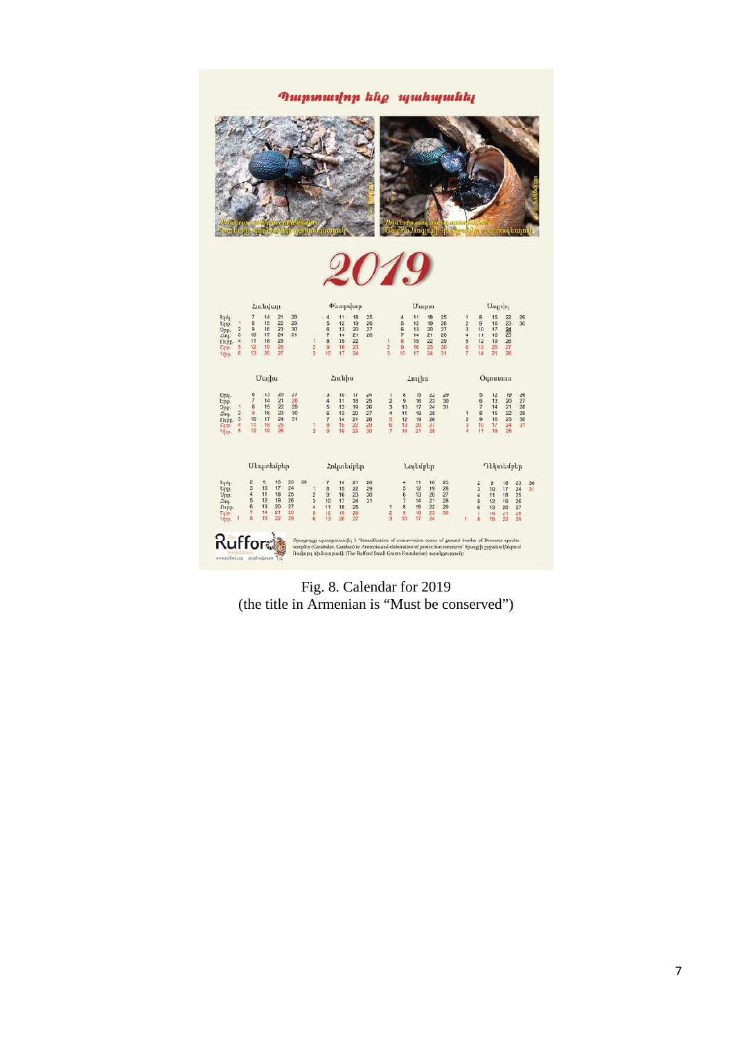Fig. 8. Calendar for 2019
(the title in Armenian is "Must be conserved")